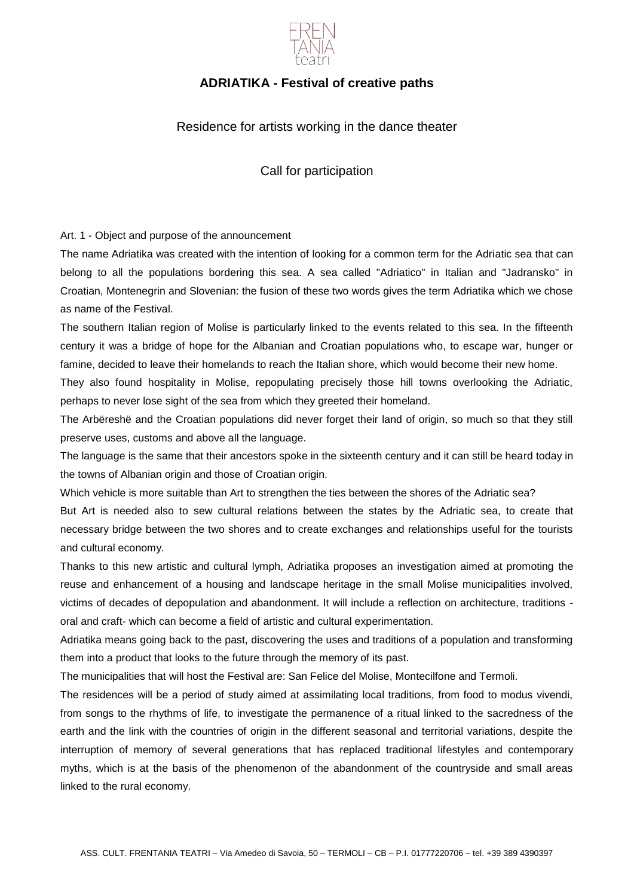# ADRIATIKA - Festival of creative paths

Residence for artists working in the dance theater

Call for participation

Art. 1 - Object and purpose of the announcement

The name Adriatika was created with the intention of looking for a common term for the Adriatic sea that can belong to all the populations bordering this sea. A sea called "Adriatico" in Italian and "Jadransko" in Croatian, Montenegrin and Slovenian: the fusion of these two words gives the term Adriatika which we chose as name of the Festival.

The southern Italian region of Molise is particularly linked to the events related to this sea. In the fifteenth century it was a bridge of hope for the Albanian and Croatian populations who, to escape war, hunger or famine, decided to leave their homelands to reach the Italian shore, which would become their new home.

They also found hospitality in Molise, repopulating precisely those hill towns overlooking the Adriatic, perhaps to never lose sight of the sea from which they greeted their homeland.

The Arbëreshë and the Croatian populations did never forget their land of origin, so much so that they still preserve uses, customs and above all the language.

The language is the same that their ancestors spoke in the sixteenth century and it can still be heard today in the towns of Albanian origin and those of Croatian origin.

Which vehicle is more suitable than Art to strengthen the ties between the shores of the Adriatic sea?

But Art is needed also to sew cultural relations between the states by the Adriatic sea, to create that necessary bridge between the two shores and to create exchanges and relationships useful for the tourists and cultural economy.

Thanks to this new artistic and cultural lymph, Adriatika proposes an investigation aimed at promoting the reuse and enhancement of a housing and landscape heritage in the small Molise municipalities involved, victims of decades of depopulation and abandonment. It will include a reflection on architecture, traditions - oral and craft- which can become a field of artistic and cultural experimentation.

Adriatika means going back to the past, discovering the uses and traditions of a population and transforming them into a product that looks to the future through the memory of its past.

The municipalities that will host the Festival are: San Felice del Molise, Montecilfone and Termoli.

The residences will be a period of study aimed at assimilating local traditions, from food to modus vivendi, from songs to the rhythms of life, to investigate the permanence of a ritual linked to the sacredness of the earth and the link with the countries of origin in the different seasonal and territorial variations, despite the interruption of memory of several generations that has replaced traditional lifestyles and contemporary myths, which is at the basis of the phenomenon of the abandonment of the countryside and small areas linked to the rural economy.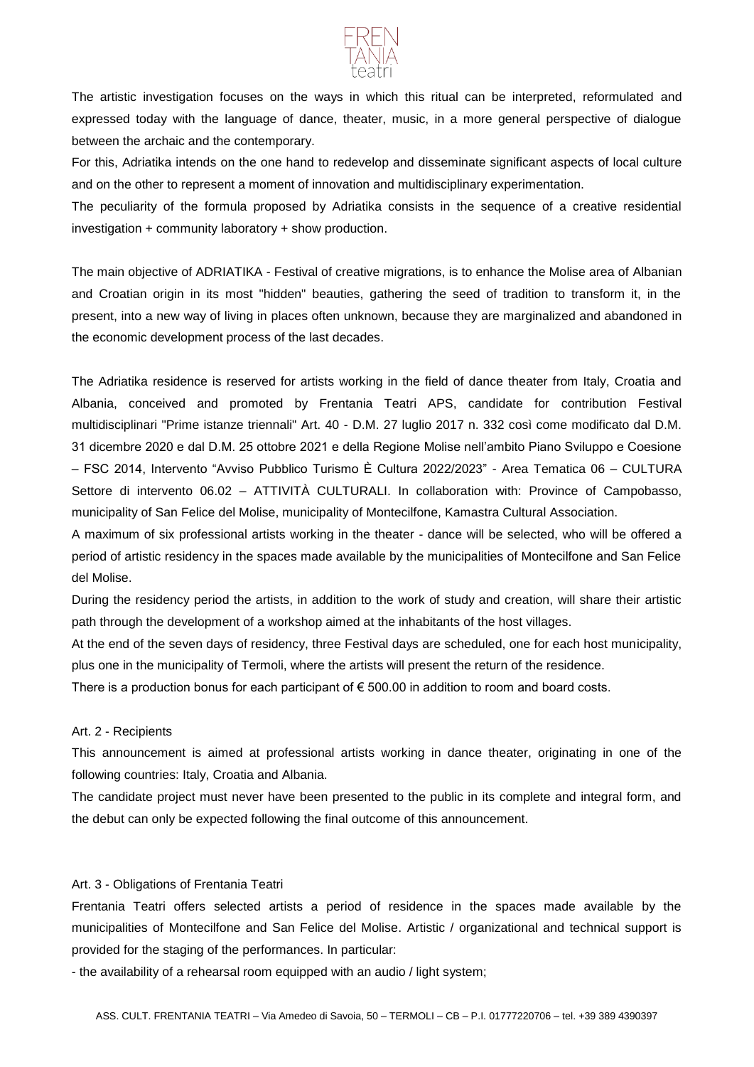The artistic investigation focuses on the ways in which this ritual can be interpreted, reformulated and expressed today with the language of dance, theater, music, in a more general perspective of dialogue between the archaic and the contemporary.

For this, Adriatika intends on the one hand to redevelop and disseminate significant aspects of local culture and on the other to represent a moment of innovation and multidisciplinary experimentation.

The peculiarity of the formula proposed by Adriatika consists in the sequence of a creative residential investigation + community laboratory + show production.

The main objective of ADRIATIKA - Festival of creative migrations, is to enhance the Molise area of Albanian and Croatian origin in its most "hidden" beauties, gathering the seed of tradition to transform it, in the present, into a new way of living in places often unknown, because they are marginalized and abandoned in the economic development process of the last decades.

The Adriatika residence is reserved for artists working in the field of dance theater from Italy, Croatia and Albania, conceived and promoted by Frentania Teatri APS, candidate for contribution Festival multidisciplinari "Prime istanze triennali" Art. 40 - D.M. 27 luglio 2017 n. 332 così come modificato dal D.M. 31 dicembre 2020 e dal D.M. 25 ottobre 2021 e della Regione Molise nell'ambito Piano Sviluppo e Coesione – FSC 2014, Intervento "Avviso Pubblico Turismo È Cultura 2022/2023" - Area Tematica 06 – CULTURA Settore di intervento 06.02 – ATTIVITÀ CULTURALI. In collaboration with: Province of Campobasso, municipality of San Felice del Molise, municipality of Montecilfone, Kamastra Cultural Association.

A maximum of six professional artists working in the theater - dance will be selected, who will be offered a period of artistic residency in the spaces made available by the municipalities of Montecilfone and San Felice del Molise.

During the residency period the artists, in addition to the work of study and creation, will share their artistic path through the development of a workshop aimed at the inhabitants of the host villages.

At the end of the seven days of residency, three Festival days are scheduled, one for each host municipality, plus one in the municipality of Termoli, where the artists will present the return of the residence.

There is a production bonus for each participant of € 500.00 in addition to room and board costs.

## Art. 2 - Recipients

This announcement is aimed at professional artists working in dance theater, originating in one of the following countries: Italy, Croatia and Albania.

The candidate project must never have been presented to the public in its complete and integral form, and the debut can only be expected following the final outcome of this announcement.

## Art. 3 - Obligations of Frentania Teatri

Frentania Teatri offers selected artists a period of residence in the spaces made available by the municipalities of Montecilfone and San Felice del Molise. Artistic / organizational and technical support is provided for the staging of the performances. In particular:

- the availability of a rehearsal room equipped with an audio / light system;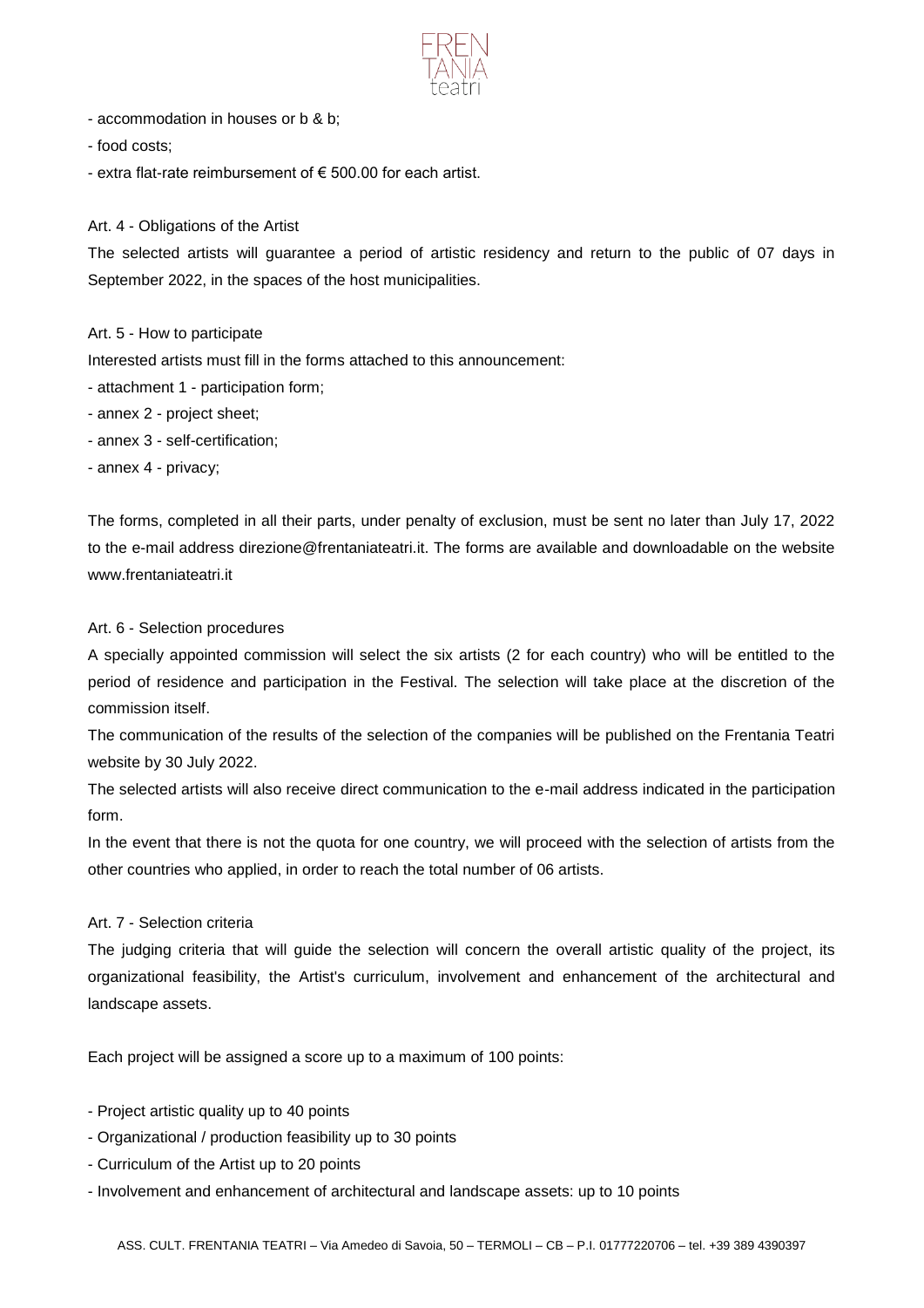- accommodation in houses or b & b;
- food costs;
- extra flat-rate reimbursement of € 500.00 for each artist.

Art. 4 - Obligations of the Artist

The selected artists will guarantee a period of artistic residency and return to the public of 07 days in September 2022, in the spaces of the host municipalities.

Art. 5 - How to participate

Interested artists must fill in the forms attached to this announcement:

- attachment 1 - participation form;
- annex 2 - project sheet;
- annex 3 - self-certification;
- annex 4 - privacy;

The forms, completed in all their parts, under penalty of exclusion, must be sent no later than July 17, 2022 to the e-mail address direzione@frentaniateatri.it. The forms are available and downloadable on the website www.frentaniateatri.it

Art. 6 - Selection procedures

A specially appointed commission will select the six artists (2 for each country) who will be entitled to the period of residence and participation in the Festival. The selection will take place at the discretion of the commission itself.

The communication of the results of the selection of the companies will be published on the Frentania Teatri website by 30 July 2022.

The selected artists will also receive direct communication to the e-mail address indicated in the participation form.

In the event that there is not the quota for one country, we will proceed with the selection of artists from the other countries who applied, in order to reach the total number of 06 artists.

Art. 7 - Selection criteria

The judging criteria that will guide the selection will concern the overall artistic quality of the project, its organizational feasibility, the Artist's curriculum, involvement and enhancement of the architectural and landscape assets.

Each project will be assigned a score up to a maximum of 100 points:

- Project artistic quality up to 40 points
- Organizational / production feasibility up to 30 points
- Curriculum of the Artist up to 20 points
- Involvement and enhancement of architectural and landscape assets: up to 10 points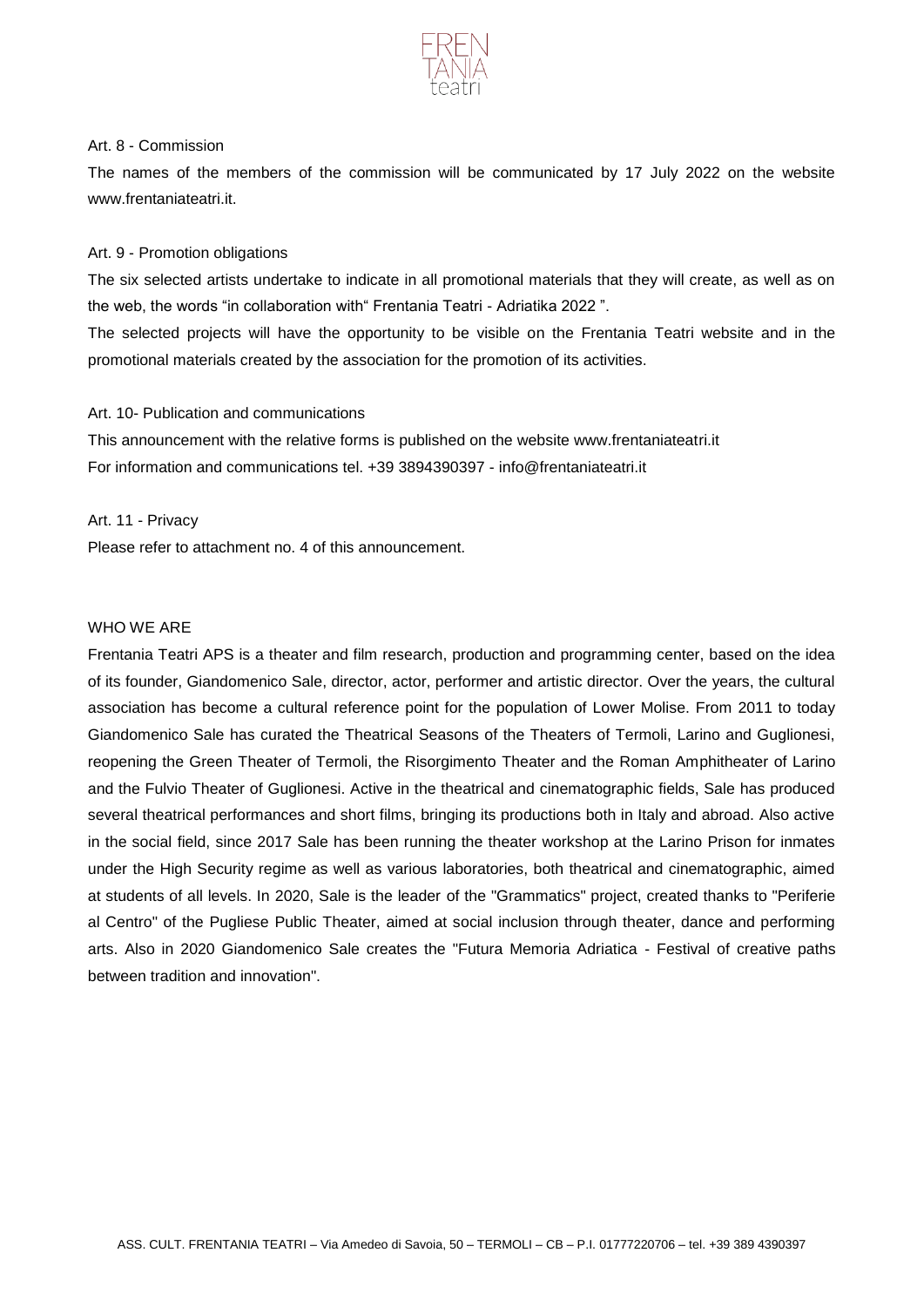Art. 8 - Commission

The names of the members of the commission will be communicated by 17 July 2022 on the website www.frentaniateatri.it.

Art. 9 - Promotion obligations

The six selected artists undertake to indicate in all promotional materials that they will create, as well as on the web, the words "in collaboration with" Frentania Teatri - Adriatika 2022 ".

The selected projects will have the opportunity to be visible on the Frentania Teatri website and in the promotional materials created by the association for the promotion of its activities.

Art. 10- Publication and communications

This announcement with the relative forms is published on the website www.frentaniateatri.it
For information and communications tel. +39 3894390397 - info@frentaniateatri.it

Art. 11 - Privacy

Please refer to attachment no. 4 of this announcement.

WHO WE ARE

Frentania Teatri APS is a theater and film research, production and programming center, based on the idea of its founder, Giandomenico Sale, director, actor, performer and artistic director. Over the years, the cultural association has become a cultural reference point for the population of Lower Molise. From 2011 to today Giandomenico Sale has curated the Theatrical Seasons of the Theaters of Termoli, Larino and Guglionesi, reopening the Green Theater of Termoli, the Risorgimento Theater and the Roman Amphitheater of Larino and the Fulvio Theater of Guglionesi. Active in the theatrical and cinematographic fields, Sale has produced several theatrical performances and short films, bringing its productions both in Italy and abroad. Also active in the social field, since 2017 Sale has been running the theater workshop at the Larino Prison for inmates under the High Security regime as well as various laboratories, both theatrical and cinematographic, aimed at students of all levels. In 2020, Sale is the leader of the "Grammatics" project, created thanks to "Periferie al Centro" of the Pugliese Public Theater, aimed at social inclusion through theater, dance and performing arts. Also in 2020 Giandomenico Sale creates the "Futura Memoria Adriatica - Festival of creative paths between tradition and innovation".